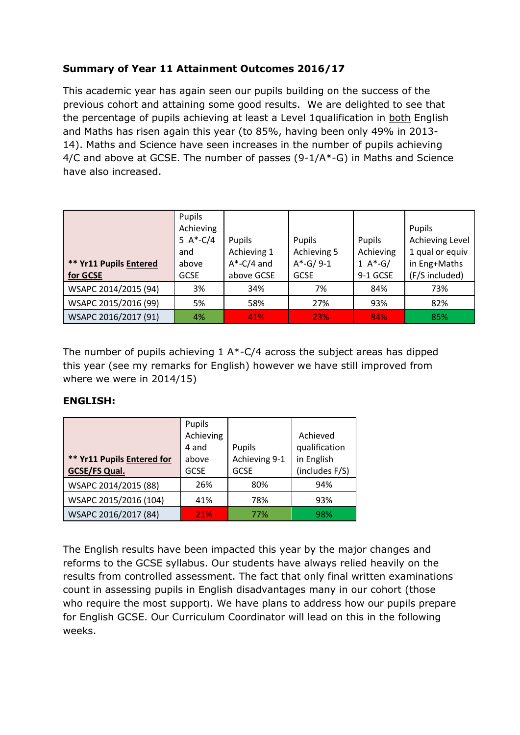**Summary of Year 11 Attainment Outcomes 2016/17**

This academic year has again seen our pupils building on the success of the previous cohort and attaining some good results. We are delighted to see that the percentage of pupils achieving at least a Level 1qualification in both English and Maths has risen again this year (to 85%, having been only 49% in 2013-14). Maths and Science have seen increases in the number of pupils achieving 4/C and above at GCSE. The number of passes (9-1/A*-G) in Maths and Science have also increased.

| ** Yr11 Pupils Entered for GCSE | Pupils Achieving 5 A*-C/4 and above GCSE | Pupils Achieving 1 A*-C/4 and above GCSE | Pupils Achieving 5 A*-G/ 9-1 GCSE | Pupils Achieving 1 A*-G/ 9-1 GCSE | Pupils Achieving Level 1 qual or equiv in Eng+Maths (F/S included) |
|---|---|---|---|---|---|
| WSAPC 2014/2015 (94) | 3% | 34% | 7% | 84% | 73% |
| WSAPC 2015/2016 (99) | 5% | 58% | 27% | 93% | 82% |
| WSAPC 2016/2017 (91) | 4% | 41% | 23% | 84% | 85% |

The number of pupils achieving 1 A*-C/4 across the subject areas has dipped this year (see my remarks for English) however we have still improved from where we were in 2014/15)

**ENGLISH:**

| ** Yr11 Pupils Entered for GCSE/FS Qual. | Pupils Achieving 4 and above GCSE | Pupils Achieving 9-1 GCSE | Achieved qualification in English (includes F/S) |
|---|---|---|---|
| WSAPC 2014/2015 (88) | 26% | 80% | 94% |
| WSAPC 2015/2016 (104) | 41% | 78% | 93% |
| WSAPC 2016/2017 (84) | 21% | 77% | 98% |

The English results have been impacted this year by the major changes and reforms to the GCSE syllabus. Our students have always relied heavily on the results from controlled assessment. The fact that only final written examinations count in assessing pupils in English disadvantages many in our cohort (those who require the most support). We have plans to address how our pupils prepare for English GCSE. Our Curriculum Coordinator will lead on this in the following weeks.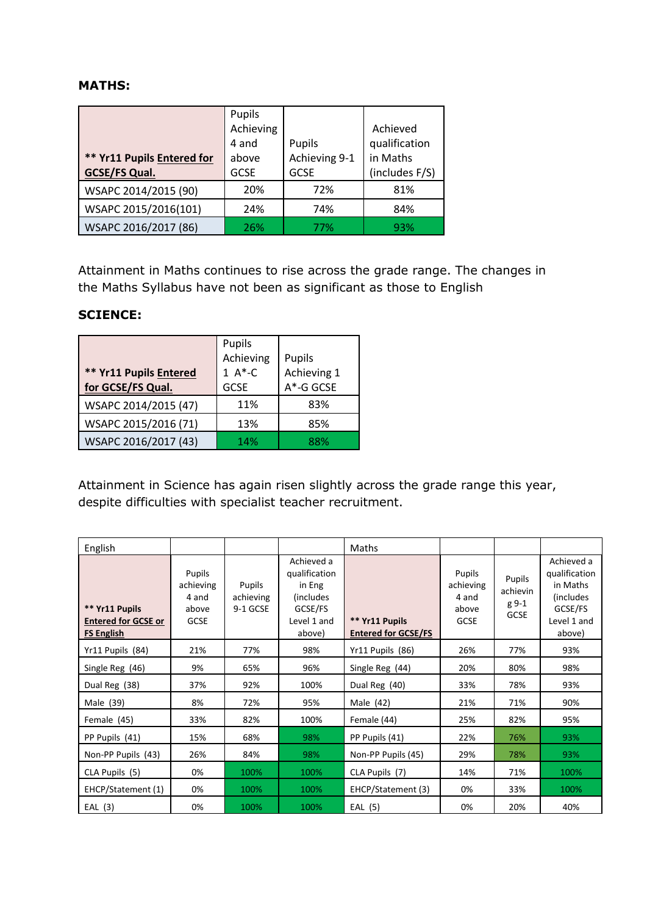**MATHS:**

| ** Yr11 Pupils Entered for GCSE/FS Qual. | Pupils Achieving 4 and above GCSE | Pupils Achieving 9-1 GCSE | Achieved qualification in Maths (includes F/S) |
|---|---|---|---|
| WSAPC 2014/2015 (90) | 20% | 72% | 81% |
| WSAPC 2015/2016(101) | 24% | 74% | 84% |
| WSAPC 2016/2017 (86) | 26% | 77% | 93% |

Attainment in Maths continues to rise across the grade range. The changes in the Maths Syllabus have not been as significant as those to English

**SCIENCE:**

| ** Yr11 Pupils Entered for GCSE/FS Qual. | Pupils Achieving 1 A*-C GCSE | Pupils Achieving 1 A*-G GCSE |
|---|---|---|
| WSAPC 2014/2015 (47) | 11% | 83% |
| WSAPC 2015/2016 (71) | 13% | 85% |
| WSAPC 2016/2017 (43) | 14% | 88% |

Attainment in Science has again risen slightly across the grade range this year, despite difficulties with specialist teacher recruitment.

| English | | | | Maths | | | |
|---|---|---|---|---|---|---|---|
| ** Yr11 Pupils Entered for GCSE or FS English | Pupils achieving 4 and above GCSE | Pupils achieving 9-1 GCSE | Achieved a qualification in Eng (includes GCSE/FS Level 1 and above) | ** Yr11 Pupils Entered for GCSE/FS | Pupils achieving 4 and above GCSE | Pupils achieving 9-1 GCSE | Achieved a qualification in Maths (includes GCSE/FS Level 1 and above) |
| Yr11 Pupils (84) | 21% | 77% | 98% | Yr11 Pupils (86) | 26% | 77% | 93% |
| Single Reg (46) | 9% | 65% | 96% | Single Reg (44) | 20% | 80% | 98% |
| Dual Reg (38) | 37% | 92% | 100% | Dual Reg (40) | 33% | 78% | 93% |
| Male (39) | 8% | 72% | 95% | Male (42) | 21% | 71% | 90% |
| Female (45) | 33% | 82% | 100% | Female (44) | 25% | 82% | 95% |
| PP Pupils (41) | 15% | 68% | 98% | PP Pupils (41) | 22% | 76% | 93% |
| Non-PP Pupils (43) | 26% | 84% | 98% | Non-PP Pupils (45) | 29% | 78% | 93% |
| CLA Pupils (5) | 0% | 100% | 100% | CLA Pupils (7) | 14% | 71% | 100% |
| EHCP/Statement (1) | 0% | 100% | 100% | EHCP/Statement (3) | 0% | 33% | 100% |
| EAL (3) | 0% | 100% | 100% | EAL (5) | 0% | 20% | 40% |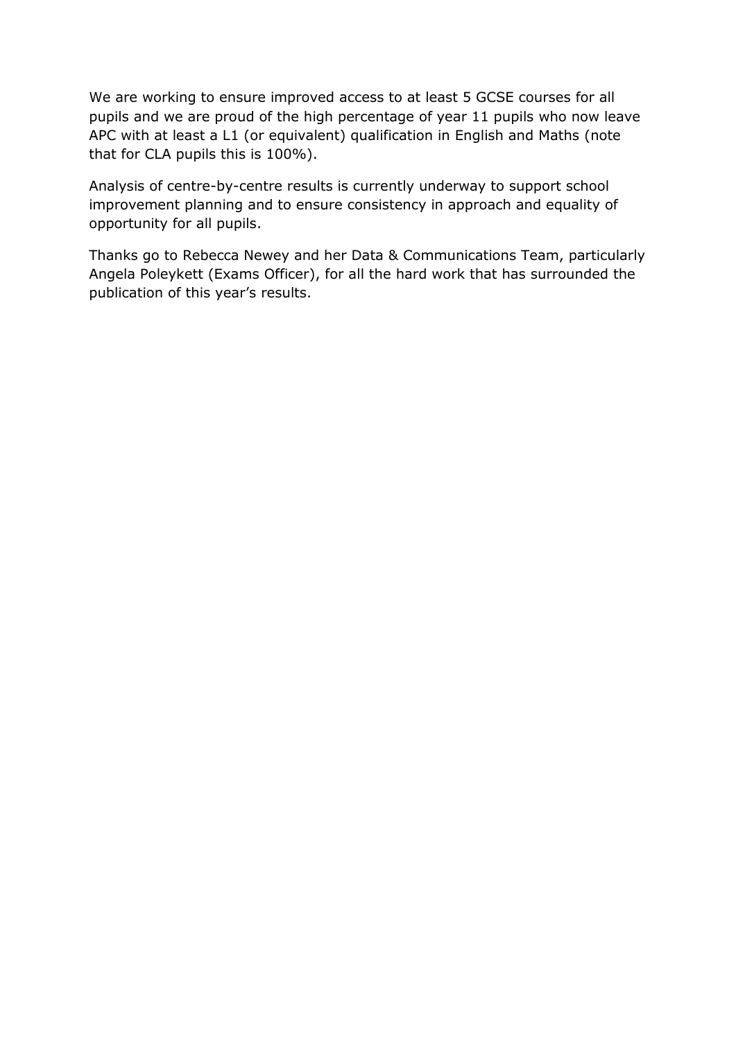We are working to ensure improved access to at least 5 GCSE courses for all pupils and we are proud of the high percentage of year 11 pupils who now leave APC with at least a L1 (or equivalent) qualification in English and Maths (note that for CLA pupils this is 100%).

Analysis of centre-by-centre results is currently underway to support school improvement planning and to ensure consistency in approach and equality of opportunity for all pupils.

Thanks go to Rebecca Newey and her Data & Communications Team, particularly Angela Poleykett (Exams Officer), for all the hard work that has surrounded the publication of this year's results.